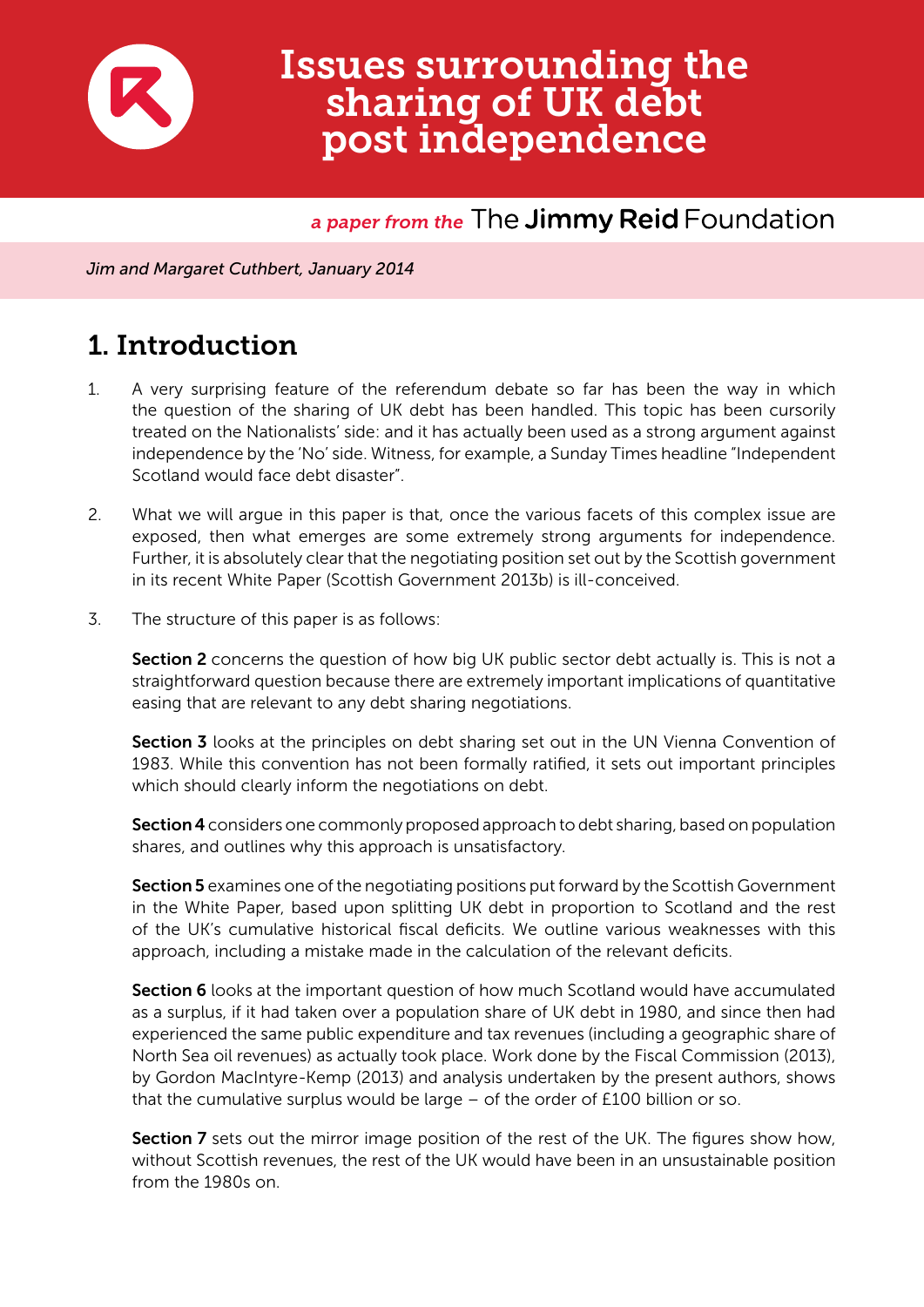# Issues surrounding the sharing of UK debt post independence

*a paper from the* The **Jimmy Reid** Foundation

*Jim and Margaret Cuthbert, January 2014*

## 1. Introduction

1. A very surprising feature of the referendum debate so far has been the way in which the question of the sharing of UK debt has been handled. This topic has been cursorily treated on the Nationalists' side: and it has actually been used as a strong argument against independence by the 'No' side. Witness, for example, a Sunday Times headline "Independent Scotland would face debt disaster".

2. What we will argue in this paper is that, once the various facets of this complex issue are exposed, then what emerges are some extremely strong arguments for independence. Further, it is absolutely clear that the negotiating position set out by the Scottish government in its recent White Paper (Scottish Government 2013b) is ill-conceived.

3. The structure of this paper is as follows:

   **Section 2** concerns the question of how big UK public sector debt actually is. This is not a straightforward question because there are extremely important implications of quantitative easing that are relevant to any debt sharing negotiations.

   **Section 3** looks at the principles on debt sharing set out in the UN Vienna Convention of 1983. While this convention has not been formally ratified, it sets out important principles which should clearly inform the negotiations on debt.

   **Section 4** considers one commonly proposed approach to debt sharing, based on population shares, and outlines why this approach is unsatisfactory.

   **Section 5** examines one of the negotiating positions put forward by the Scottish Government in the White Paper, based upon splitting UK debt in proportion to Scotland and the rest of the UK's cumulative historical fiscal deficits. We outline various weaknesses with this approach, including a mistake made in the calculation of the relevant deficits.

   **Section 6** looks at the important question of how much Scotland would have accumulated as a surplus, if it had taken over a population share of UK debt in 1980, and since then had experienced the same public expenditure and tax revenues (including a geographic share of North Sea oil revenues) as actually took place. Work done by the Fiscal Commission (2013), by Gordon MacIntyre-Kemp (2013) and analysis undertaken by the present authors, shows that the cumulative surplus would be large – of the order of £100 billion or so.

   **Section 7** sets out the mirror image position of the rest of the UK. The figures show how, without Scottish revenues, the rest of the UK would have been in an unsustainable position from the 1980s on.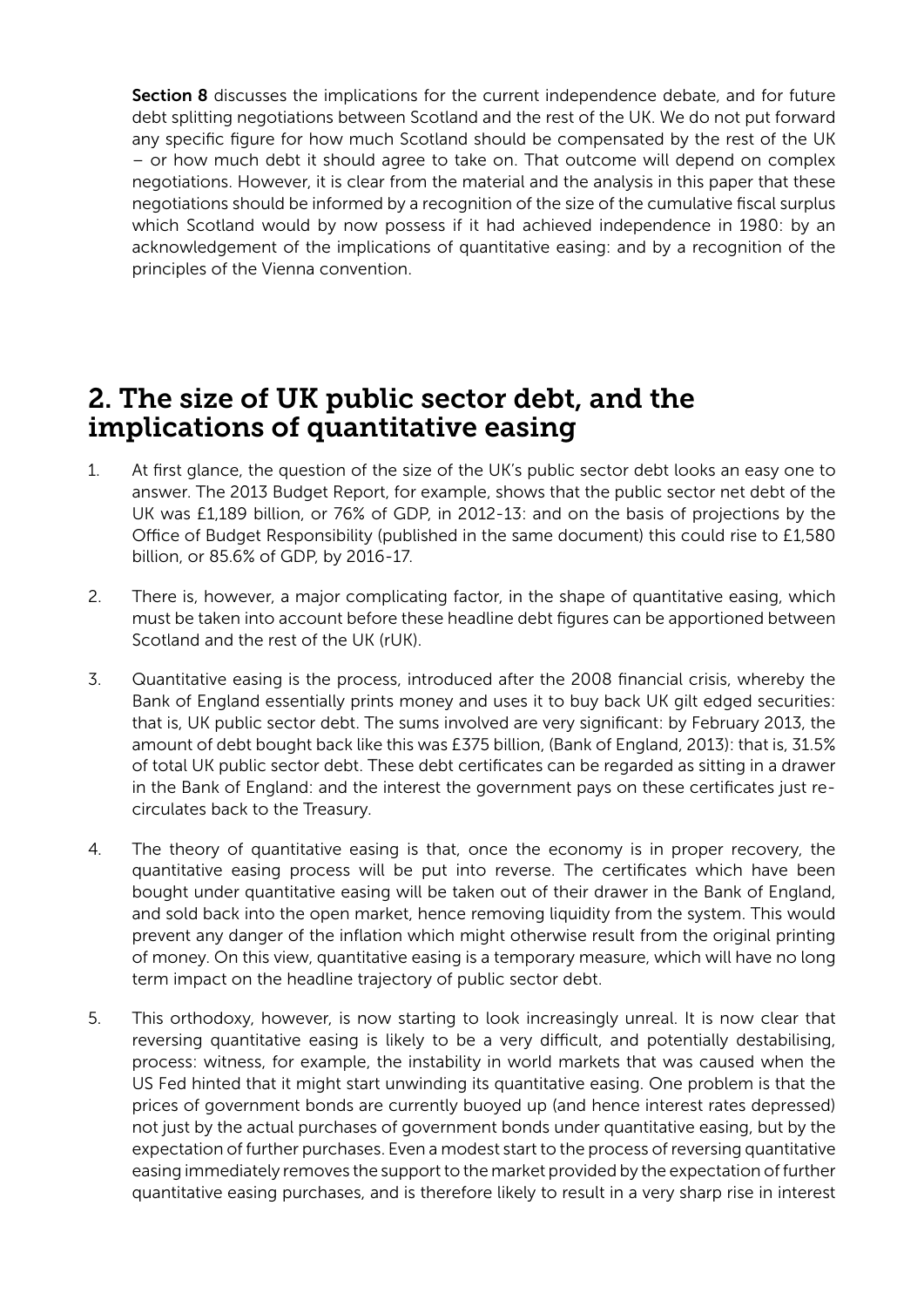**Section 8** discusses the implications for the current independence debate, and for future debt splitting negotiations between Scotland and the rest of the UK. We do not put forward any specific figure for how much Scotland should be compensated by the rest of the UK – or how much debt it should agree to take on. That outcome will depend on complex negotiations. However, it is clear from the material and the analysis in this paper that these negotiations should be informed by a recognition of the size of the cumulative fiscal surplus which Scotland would by now possess if it had achieved independence in 1980: by an acknowledgement of the implications of quantitative easing: and by a recognition of the principles of the Vienna convention.

## 2. The size of UK public sector debt, and the implications of quantitative easing

1. At first glance, the question of the size of the UK's public sector debt looks an easy one to answer. The 2013 Budget Report, for example, shows that the public sector net debt of the UK was £1,189 billion, or 76% of GDP, in 2012-13: and on the basis of projections by the Office of Budget Responsibility (published in the same document) this could rise to £1,580 billion, or 85.6% of GDP, by 2016-17.

2. There is, however, a major complicating factor, in the shape of quantitative easing, which must be taken into account before these headline debt figures can be apportioned between Scotland and the rest of the UK (rUK).

3. Quantitative easing is the process, introduced after the 2008 financial crisis, whereby the Bank of England essentially prints money and uses it to buy back UK gilt edged securities: that is, UK public sector debt. The sums involved are very significant: by February 2013, the amount of debt bought back like this was £375 billion, (Bank of England, 2013): that is, 31.5% of total UK public sector debt. These debt certificates can be regarded as sitting in a drawer in the Bank of England: and the interest the government pays on these certificates just re-circulates back to the Treasury.

4. The theory of quantitative easing is that, once the economy is in proper recovery, the quantitative easing process will be put into reverse. The certificates which have been bought under quantitative easing will be taken out of their drawer in the Bank of England, and sold back into the open market, hence removing liquidity from the system. This would prevent any danger of the inflation which might otherwise result from the original printing of money. On this view, quantitative easing is a temporary measure, which will have no long term impact on the headline trajectory of public sector debt.

5. This orthodoxy, however, is now starting to look increasingly unreal. It is now clear that reversing quantitative easing is likely to be a very difficult, and potentially destabilising, process: witness, for example, the instability in world markets that was caused when the US Fed hinted that it might start unwinding its quantitative easing. One problem is that the prices of government bonds are currently buoyed up (and hence interest rates depressed) not just by the actual purchases of government bonds under quantitative easing, but by the expectation of further purchases. Even a modest start to the process of reversing quantitative easing immediately removes the support to the market provided by the expectation of further quantitative easing purchases, and is therefore likely to result in a very sharp rise in interest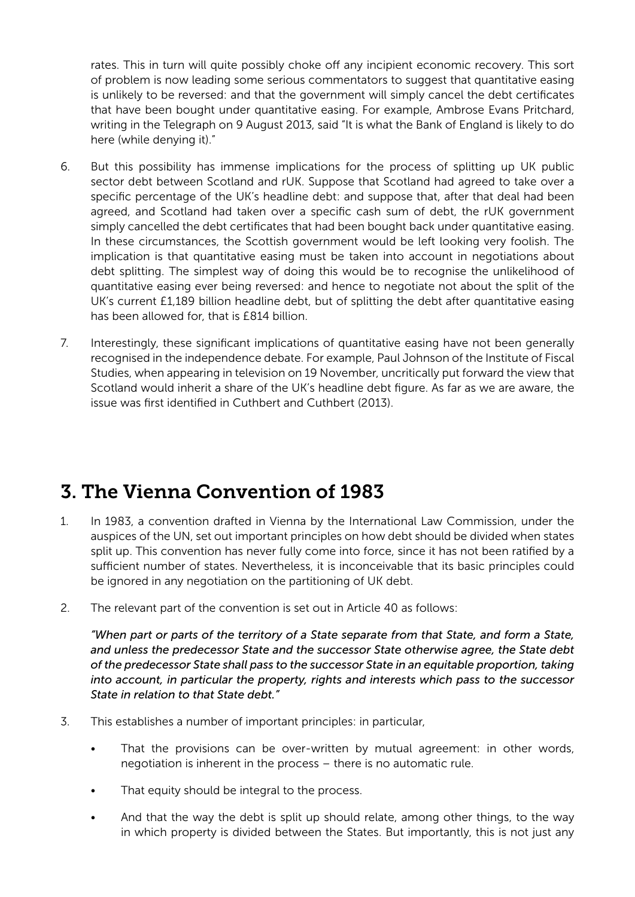rates. This in turn will quite possibly choke off any incipient economic recovery. This sort of problem is now leading some serious commentators to suggest that quantitative easing is unlikely to be reversed: and that the government will simply cancel the debt certificates that have been bought under quantitative easing. For example, Ambrose Evans Pritchard, writing in the Telegraph on 9 August 2013, said "It is what the Bank of England is likely to do here (while denying it)."

6. But this possibility has immense implications for the process of splitting up UK public sector debt between Scotland and rUK. Suppose that Scotland had agreed to take over a specific percentage of the UK's headline debt: and suppose that, after that deal had been agreed, and Scotland had taken over a specific cash sum of debt, the rUK government simply cancelled the debt certificates that had been bought back under quantitative easing. In these circumstances, the Scottish government would be left looking very foolish. The implication is that quantitative easing must be taken into account in negotiations about debt splitting. The simplest way of doing this would be to recognise the unlikelihood of quantitative easing ever being reversed: and hence to negotiate not about the split of the UK's current £1,189 billion headline debt, but of splitting the debt after quantitative easing has been allowed for, that is £814 billion.

7. Interestingly, these significant implications of quantitative easing have not been generally recognised in the independence debate. For example, Paul Johnson of the Institute of Fiscal Studies, when appearing in television on 19 November, uncritically put forward the view that Scotland would inherit a share of the UK's headline debt figure. As far as we are aware, the issue was first identified in Cuthbert and Cuthbert (2013).

## 3. The Vienna Convention of 1983

1. In 1983, a convention drafted in Vienna by the International Law Commission, under the auspices of the UN, set out important principles on how debt should be divided when states split up. This convention has never fully come into force, since it has not been ratified by a sufficient number of states. Nevertheless, it is inconceivable that its basic principles could be ignored in any negotiation on the partitioning of UK debt.

2. The relevant part of the convention is set out in Article 40 as follows:

   *"When part or parts of the territory of a State separate from that State, and form a State, and unless the predecessor State and the successor State otherwise agree, the State debt of the predecessor State shall pass to the successor State in an equitable proportion, taking into account, in particular the property, rights and interests which pass to the successor State in relation to that State debt."*

3. This establishes a number of important principles: in particular,

   - That the provisions can be over-written by mutual agreement: in other words, negotiation is inherent in the process – there is no automatic rule.
   - That equity should be integral to the process.
   - And that the way the debt is split up should relate, among other things, to the way in which property is divided between the States. But importantly, this is not just any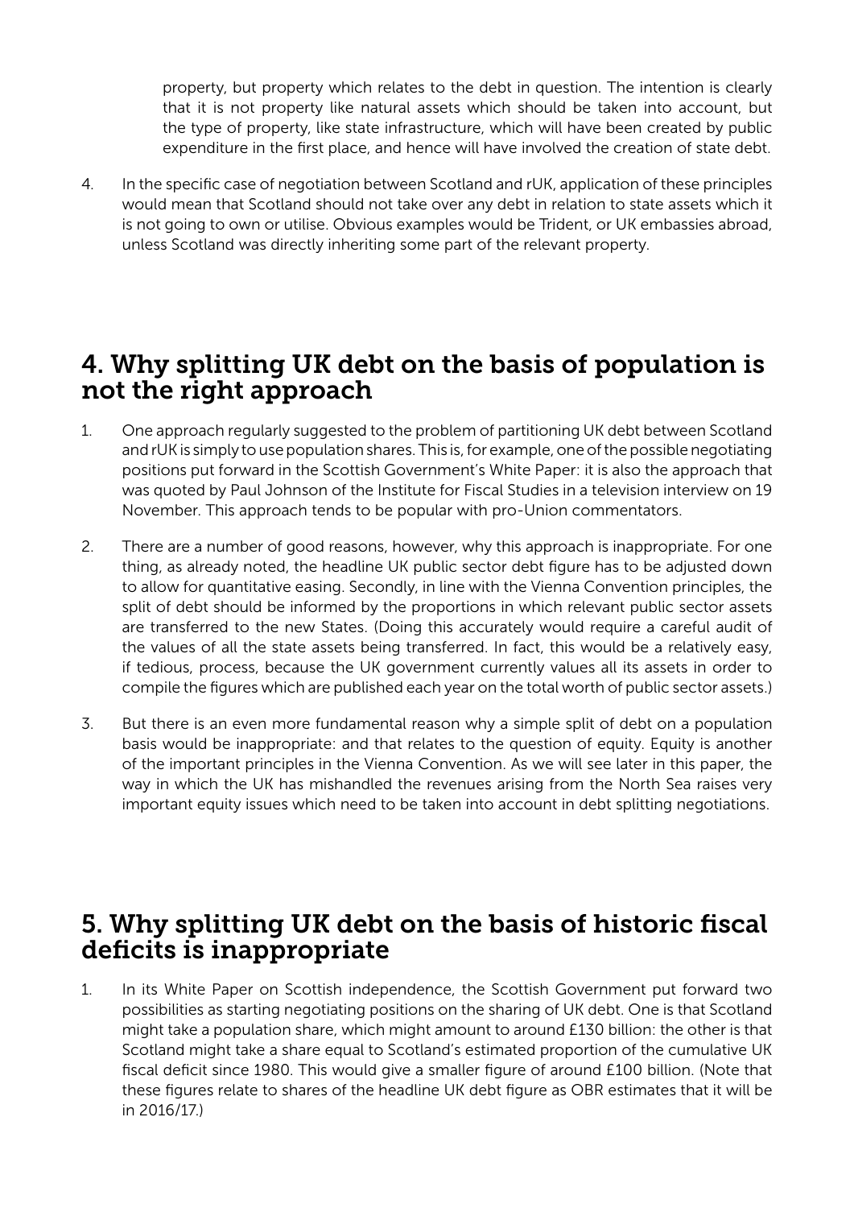property, but property which relates to the debt in question. The intention is clearly that it is not property like natural assets which should be taken into account, but the type of property, like state infrastructure, which will have been created by public expenditure in the first place, and hence will have involved the creation of state debt.

4. In the specific case of negotiation between Scotland and rUK, application of these principles would mean that Scotland should not take over any debt in relation to state assets which it is not going to own or utilise. Obvious examples would be Trident, or UK embassies abroad, unless Scotland was directly inheriting some part of the relevant property.

## 4. Why splitting UK debt on the basis of population is not the right approach

1. One approach regularly suggested to the problem of partitioning UK debt between Scotland and rUK is simply to use population shares. This is, for example, one of the possible negotiating positions put forward in the Scottish Government's White Paper: it is also the approach that was quoted by Paul Johnson of the Institute for Fiscal Studies in a television interview on 19 November. This approach tends to be popular with pro-Union commentators.

2. There are a number of good reasons, however, why this approach is inappropriate. For one thing, as already noted, the headline UK public sector debt figure has to be adjusted down to allow for quantitative easing. Secondly, in line with the Vienna Convention principles, the split of debt should be informed by the proportions in which relevant public sector assets are transferred to the new States. (Doing this accurately would require a careful audit of the values of all the state assets being transferred. In fact, this would be a relatively easy, if tedious, process, because the UK government currently values all its assets in order to compile the figures which are published each year on the total worth of public sector assets.)

3. But there is an even more fundamental reason why a simple split of debt on a population basis would be inappropriate: and that relates to the question of equity. Equity is another of the important principles in the Vienna Convention. As we will see later in this paper, the way in which the UK has mishandled the revenues arising from the North Sea raises very important equity issues which need to be taken into account in debt splitting negotiations.

## 5. Why splitting UK debt on the basis of historic fiscal deficits is inappropriate

1. In its White Paper on Scottish independence, the Scottish Government put forward two possibilities as starting negotiating positions on the sharing of UK debt. One is that Scotland might take a population share, which might amount to around £130 billion: the other is that Scotland might take a share equal to Scotland's estimated proportion of the cumulative UK fiscal deficit since 1980. This would give a smaller figure of around £100 billion. (Note that these figures relate to shares of the headline UK debt figure as OBR estimates that it will be in 2016/17.)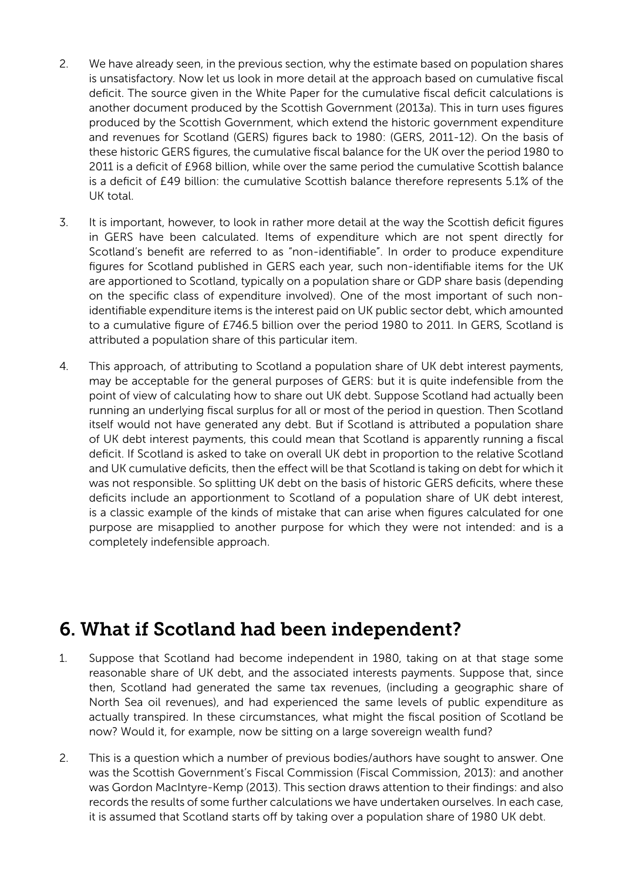2. We have already seen, in the previous section, why the estimate based on population shares is unsatisfactory. Now let us look in more detail at the approach based on cumulative fiscal deficit. The source given in the White Paper for the cumulative fiscal deficit calculations is another document produced by the Scottish Government (2013a). This in turn uses figures produced by the Scottish Government, which extend the historic government expenditure and revenues for Scotland (GERS) figures back to 1980: (GERS, 2011-12). On the basis of these historic GERS figures, the cumulative fiscal balance for the UK over the period 1980 to 2011 is a deficit of £968 billion, while over the same period the cumulative Scottish balance is a deficit of £49 billion: the cumulative Scottish balance therefore represents 5.1% of the UK total.

3. It is important, however, to look in rather more detail at the way the Scottish deficit figures in GERS have been calculated. Items of expenditure which are not spent directly for Scotland's benefit are referred to as "non-identifiable". In order to produce expenditure figures for Scotland published in GERS each year, such non-identifiable items for the UK are apportioned to Scotland, typically on a population share or GDP share basis (depending on the specific class of expenditure involved). One of the most important of such non-identifiable expenditure items is the interest paid on UK public sector debt, which amounted to a cumulative figure of £746.5 billion over the period 1980 to 2011. In GERS, Scotland is attributed a population share of this particular item.

4. This approach, of attributing to Scotland a population share of UK debt interest payments, may be acceptable for the general purposes of GERS: but it is quite indefensible from the point of view of calculating how to share out UK debt. Suppose Scotland had actually been running an underlying fiscal surplus for all or most of the period in question. Then Scotland itself would not have generated any debt. But if Scotland is attributed a population share of UK debt interest payments, this could mean that Scotland is apparently running a fiscal deficit. If Scotland is asked to take on overall UK debt in proportion to the relative Scotland and UK cumulative deficits, then the effect will be that Scotland is taking on debt for which it was not responsible. So splitting UK debt on the basis of historic GERS deficits, where these deficits include an apportionment to Scotland of a population share of UK debt interest, is a classic example of the kinds of mistake that can arise when figures calculated for one purpose are misapplied to another purpose for which they were not intended: and is a completely indefensible approach.

## 6. What if Scotland had been independent?

1. Suppose that Scotland had become independent in 1980, taking on at that stage some reasonable share of UK debt, and the associated interests payments. Suppose that, since then, Scotland had generated the same tax revenues, (including a geographic share of North Sea oil revenues), and had experienced the same levels of public expenditure as actually transpired. In these circumstances, what might the fiscal position of Scotland be now? Would it, for example, now be sitting on a large sovereign wealth fund?

2. This is a question which a number of previous bodies/authors have sought to answer. One was the Scottish Government's Fiscal Commission (Fiscal Commission, 2013): and another was Gordon MacIntyre-Kemp (2013). This section draws attention to their findings: and also records the results of some further calculations we have undertaken ourselves. In each case, it is assumed that Scotland starts off by taking over a population share of 1980 UK debt.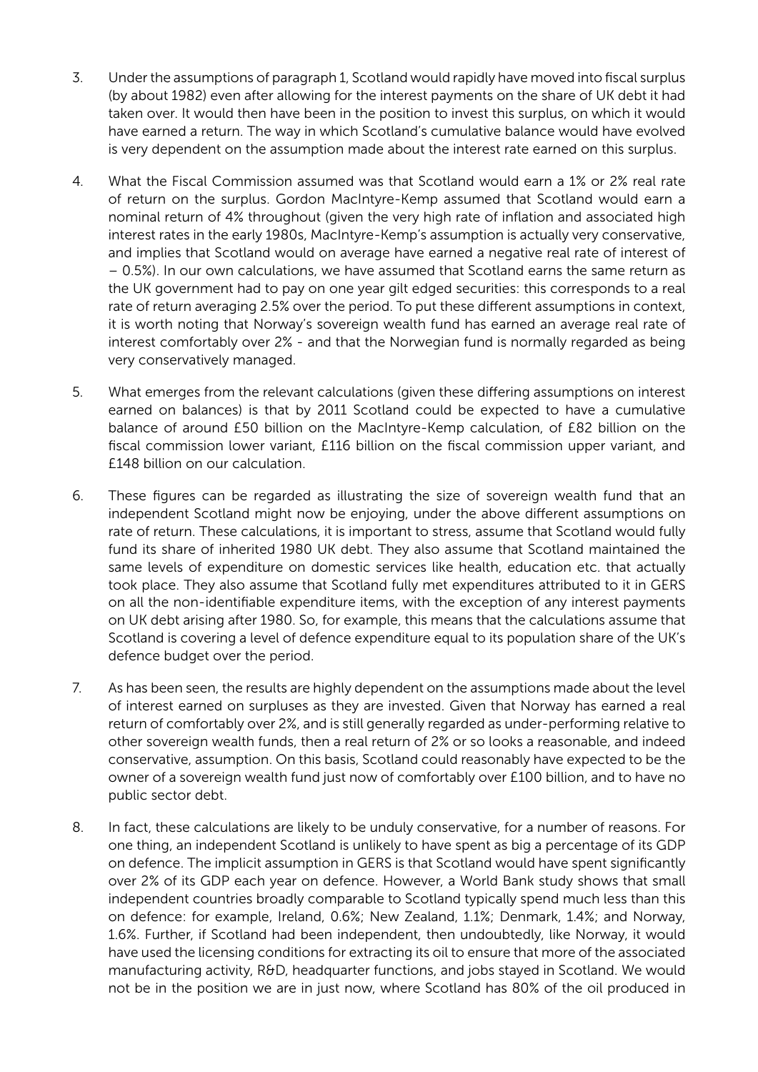3. Under the assumptions of paragraph 1, Scotland would rapidly have moved into fiscal surplus (by about 1982) even after allowing for the interest payments on the share of UK debt it had taken over. It would then have been in the position to invest this surplus, on which it would have earned a return. The way in which Scotland's cumulative balance would have evolved is very dependent on the assumption made about the interest rate earned on this surplus.

4. What the Fiscal Commission assumed was that Scotland would earn a 1% or 2% real rate of return on the surplus. Gordon MacIntyre-Kemp assumed that Scotland would earn a nominal return of 4% throughout (given the very high rate of inflation and associated high interest rates in the early 1980s, MacIntyre-Kemp's assumption is actually very conservative, and implies that Scotland would on average have earned a negative real rate of interest of − 0.5%). In our own calculations, we have assumed that Scotland earns the same return as the UK government had to pay on one year gilt edged securities: this corresponds to a real rate of return averaging 2.5% over the period. To put these different assumptions in context, it is worth noting that Norway's sovereign wealth fund has earned an average real rate of interest comfortably over 2% - and that the Norwegian fund is normally regarded as being very conservatively managed.

5. What emerges from the relevant calculations (given these differing assumptions on interest earned on balances) is that by 2011 Scotland could be expected to have a cumulative balance of around £50 billion on the MacIntyre-Kemp calculation, of £82 billion on the fiscal commission lower variant, £116 billion on the fiscal commission upper variant, and £148 billion on our calculation.

6. These figures can be regarded as illustrating the size of sovereign wealth fund that an independent Scotland might now be enjoying, under the above different assumptions on rate of return. These calculations, it is important to stress, assume that Scotland would fully fund its share of inherited 1980 UK debt. They also assume that Scotland maintained the same levels of expenditure on domestic services like health, education etc. that actually took place. They also assume that Scotland fully met expenditures attributed to it in GERS on all the non-identifiable expenditure items, with the exception of any interest payments on UK debt arising after 1980. So, for example, this means that the calculations assume that Scotland is covering a level of defence expenditure equal to its population share of the UK's defence budget over the period.

7. As has been seen, the results are highly dependent on the assumptions made about the level of interest earned on surpluses as they are invested. Given that Norway has earned a real return of comfortably over 2%, and is still generally regarded as under-performing relative to other sovereign wealth funds, then a real return of 2% or so looks a reasonable, and indeed conservative, assumption. On this basis, Scotland could reasonably have expected to be the owner of a sovereign wealth fund just now of comfortably over £100 billion, and to have no public sector debt.

8. In fact, these calculations are likely to be unduly conservative, for a number of reasons. For one thing, an independent Scotland is unlikely to have spent as big a percentage of its GDP on defence. The implicit assumption in GERS is that Scotland would have spent significantly over 2% of its GDP each year on defence. However, a World Bank study shows that small independent countries broadly comparable to Scotland typically spend much less than this on defence: for example, Ireland, 0.6%; New Zealand, 1.1%; Denmark, 1.4%; and Norway, 1.6%. Further, if Scotland had been independent, then undoubtedly, like Norway, it would have used the licensing conditions for extracting its oil to ensure that more of the associated manufacturing activity, R&D, headquarter functions, and jobs stayed in Scotland. We would not be in the position we are in just now, where Scotland has 80% of the oil produced in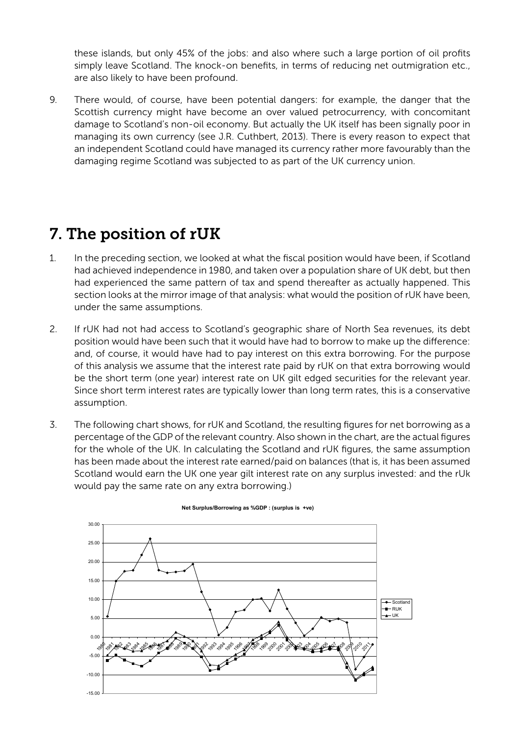these islands, but only 45% of the jobs: and also where such a large portion of oil profits simply leave Scotland. The knock-on benefits, in terms of reducing net outmigration etc., are also likely to have been profound.

9. There would, of course, have been potential dangers: for example, the danger that the Scottish currency might have become an over valued petrocurrency, with concomitant damage to Scotland's non-oil economy. But actually the UK itself has been signally poor in managing its own currency (see J.R. Cuthbert, 2013). There is every reason to expect that an independent Scotland could have managed its currency rather more favourably than the damaging regime Scotland was subjected to as part of the UK currency union.

# 7. The position of rUK

1. In the preceding section, we looked at what the fiscal position would have been, if Scotland had achieved independence in 1980, and taken over a population share of UK debt, but then had experienced the same pattern of tax and spend thereafter as actually happened. This section looks at the mirror image of that analysis: what would the position of rUK have been, under the same assumptions.

2. If rUK had not had access to Scotland's geographic share of North Sea revenues, its debt position would have been such that it would have had to borrow to make up the difference: and, of course, it would have had to pay interest on this extra borrowing. For the purpose of this analysis we assume that the interest rate paid by rUK on that extra borrowing would be the short term (one year) interest rate on UK gilt edged securities for the relevant year. Since short term interest rates are typically lower than long term rates, this is a conservative assumption.

3. The following chart shows, for rUK and Scotland, the resulting figures for net borrowing as a percentage of the GDP of the relevant country. Also shown in the chart, are the actual figures for the whole of the UK. In calculating the Scotland and rUK figures, the same assumption has been made about the interest rate earned/paid on balances (that is, it has been assumed Scotland would earn the UK one year gilt interest rate on any surplus invested: and the rUk would pay the same rate on any extra borrowing.)

Net Surplus/Borrowing as %GDP : (surplus is +ve)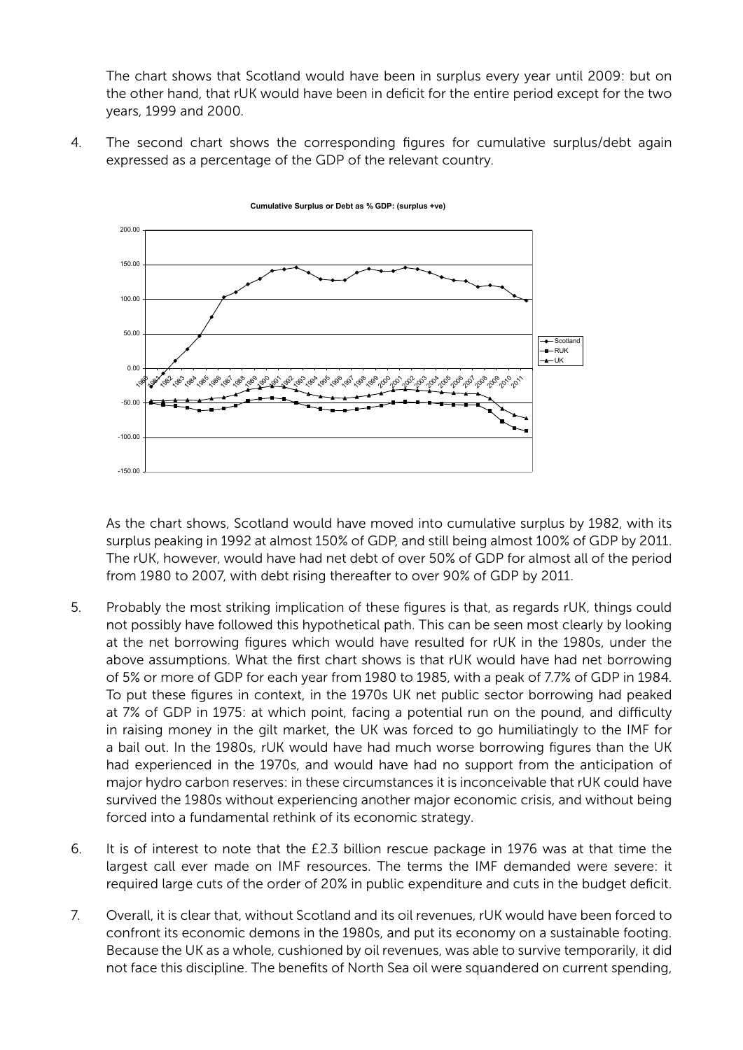The chart shows that Scotland would have been in surplus every year until 2009: but on the other hand, that rUK would have been in deficit for the entire period except for the two years, 1999 and 2000.

4. The second chart shows the corresponding figures for cumulative surplus/debt again expressed as a percentage of the GDP of the relevant country.

Cumulative Surplus or Debt as % GDP: (surplus +ve)

As the chart shows, Scotland would have moved into cumulative surplus by 1982, with its surplus peaking in 1992 at almost 150% of GDP, and still being almost 100% of GDP by 2011. The rUK, however, would have had net debt of over 50% of GDP for almost all of the period from 1980 to 2007, with debt rising thereafter to over 90% of GDP by 2011.

5. Probably the most striking implication of these figures is that, as regards rUK, things could not possibly have followed this hypothetical path. This can be seen most clearly by looking at the net borrowing figures which would have resulted for rUK in the 1980s, under the above assumptions. What the first chart shows is that rUK would have had net borrowing of 5% or more of GDP for each year from 1980 to 1985, with a peak of 7.7% of GDP in 1984. To put these figures in context, in the 1970s UK net public sector borrowing had peaked at 7% of GDP in 1975: at which point, facing a potential run on the pound, and difficulty in raising money in the gilt market, the UK was forced to go humiliatingly to the IMF for a bail out. In the 1980s, rUK would have had much worse borrowing figures than the UK had experienced in the 1970s, and would have had no support from the anticipation of major hydro carbon reserves: in these circumstances it is inconceivable that rUK could have survived the 1980s without experiencing another major economic crisis, and without being forced into a fundamental rethink of its economic strategy.

6. It is of interest to note that the £2.3 billion rescue package in 1976 was at that time the largest call ever made on IMF resources. The terms the IMF demanded were severe: it required large cuts of the order of 20% in public expenditure and cuts in the budget deficit.

7. Overall, it is clear that, without Scotland and its oil revenues, rUK would have been forced to confront its economic demons in the 1980s, and put its economy on a sustainable footing. Because the UK as a whole, cushioned by oil revenues, was able to survive temporarily, it did not face this discipline. The benefits of North Sea oil were squandered on current spending,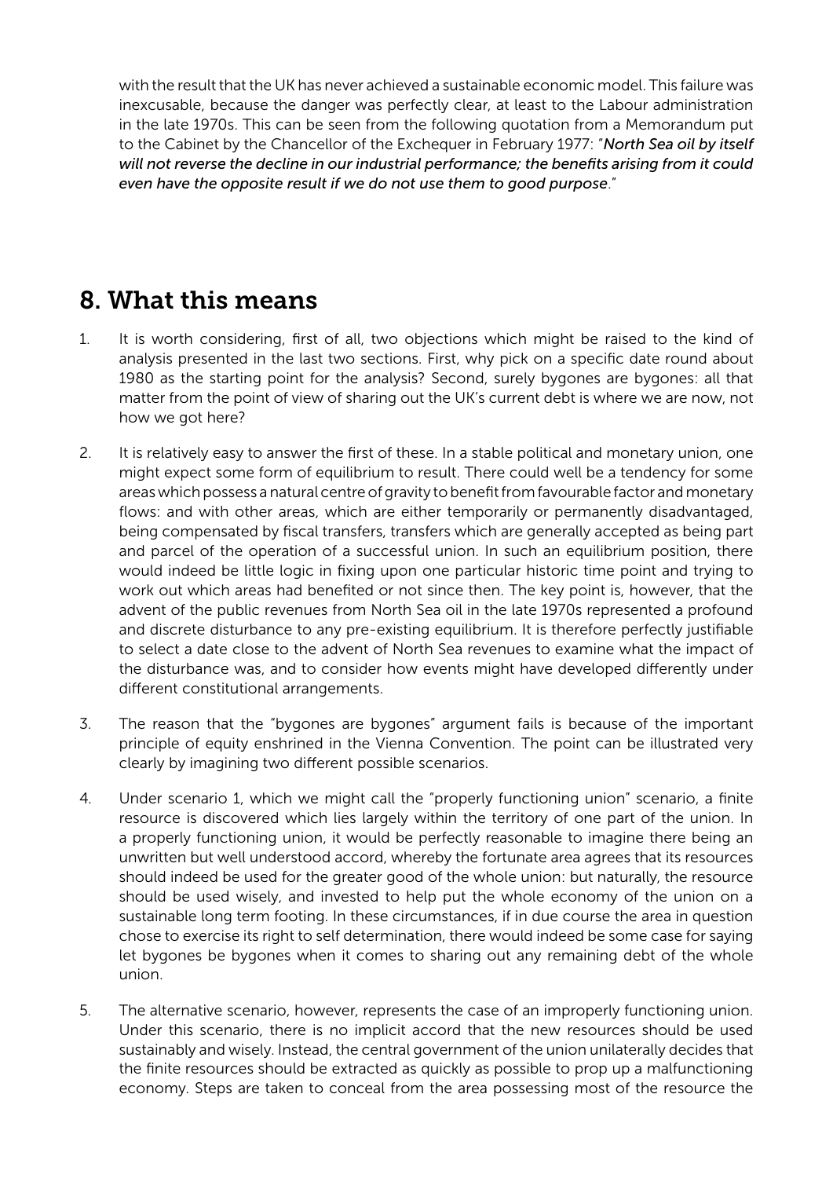with the result that the UK has never achieved a sustainable economic model. This failure was inexcusable, because the danger was perfectly clear, at least to the Labour administration in the late 1970s. This can be seen from the following quotation from a Memorandum put to the Cabinet by the Chancellor of the Exchequer in February 1977: "***North Sea oil by itself will not reverse the decline in our industrial performance; the benefits arising from it could even have the opposite result if we do not use them to good purpose***."

## 8. What this means

1. It is worth considering, first of all, two objections which might be raised to the kind of analysis presented in the last two sections. First, why pick on a specific date round about 1980 as the starting point for the analysis? Second, surely bygones are bygones: all that matter from the point of view of sharing out the UK's current debt is where we are now, not how we got here?

2. It is relatively easy to answer the first of these. In a stable political and monetary union, one might expect some form of equilibrium to result. There could well be a tendency for some areas which possess a natural centre of gravity to benefit from favourable factor and monetary flows: and with other areas, which are either temporarily or permanently disadvantaged, being compensated by fiscal transfers, transfers which are generally accepted as being part and parcel of the operation of a successful union. In such an equilibrium position, there would indeed be little logic in fixing upon one particular historic time point and trying to work out which areas had benefited or not since then. The key point is, however, that the advent of the public revenues from North Sea oil in the late 1970s represented a profound and discrete disturbance to any pre-existing equilibrium. It is therefore perfectly justifiable to select a date close to the advent of North Sea revenues to examine what the impact of the disturbance was, and to consider how events might have developed differently under different constitutional arrangements.

3. The reason that the "bygones are bygones" argument fails is because of the important principle of equity enshrined in the Vienna Convention. The point can be illustrated very clearly by imagining two different possible scenarios.

4. Under scenario 1, which we might call the "properly functioning union" scenario, a finite resource is discovered which lies largely within the territory of one part of the union. In a properly functioning union, it would be perfectly reasonable to imagine there being an unwritten but well understood accord, whereby the fortunate area agrees that its resources should indeed be used for the greater good of the whole union: but naturally, the resource should be used wisely, and invested to help put the whole economy of the union on a sustainable long term footing. In these circumstances, if in due course the area in question chose to exercise its right to self determination, there would indeed be some case for saying let bygones be bygones when it comes to sharing out any remaining debt of the whole union.

5. The alternative scenario, however, represents the case of an improperly functioning union. Under this scenario, there is no implicit accord that the new resources should be used sustainably and wisely. Instead, the central government of the union unilaterally decides that the finite resources should be extracted as quickly as possible to prop up a malfunctioning economy. Steps are taken to conceal from the area possessing most of the resource the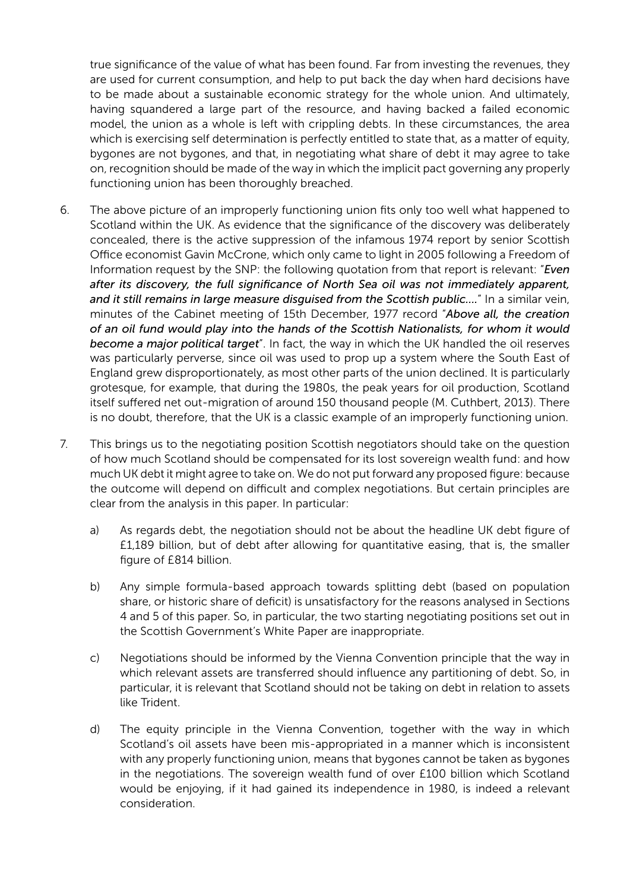true significance of the value of what has been found. Far from investing the revenues, they are used for current consumption, and help to put back the day when hard decisions have to be made about a sustainable economic strategy for the whole union. And ultimately, having squandered a large part of the resource, and having backed a failed economic model, the union as a whole is left with crippling debts. In these circumstances, the area which is exercising self determination is perfectly entitled to state that, as a matter of equity, bygones are not bygones, and that, in negotiating what share of debt it may agree to take on, recognition should be made of the way in which the implicit pact governing any properly functioning union has been thoroughly breached.

6. The above picture of an improperly functioning union fits only too well what happened to Scotland within the UK. As evidence that the significance of the discovery was deliberately concealed, there is the active suppression of the infamous 1974 report by senior Scottish Office economist Gavin McCrone, which only came to light in 2005 following a Freedom of Information request by the SNP: the following quotation from that report is relevant: "***Even after its discovery, the full significance of North Sea oil was not immediately apparent, and it still remains in large measure disguised from the Scottish public....***" In a similar vein, minutes of the Cabinet meeting of 15th December, 1977 record "***Above all, the creation of an oil fund would play into the hands of the Scottish Nationalists, for whom it would become a major political target***". In fact, the way in which the UK handled the oil reserves was particularly perverse, since oil was used to prop up a system where the South East of England grew disproportionately, as most other parts of the union declined. It is particularly grotesque, for example, that during the 1980s, the peak years for oil production, Scotland itself suffered net out-migration of around 150 thousand people (M. Cuthbert, 2013). There is no doubt, therefore, that the UK is a classic example of an improperly functioning union.

7. This brings us to the negotiating position Scottish negotiators should take on the question of how much Scotland should be compensated for its lost sovereign wealth fund: and how much UK debt it might agree to take on. We do not put forward any proposed figure: because the outcome will depend on difficult and complex negotiations. But certain principles are clear from the analysis in this paper. In particular:

   a) As regards debt, the negotiation should not be about the headline UK debt figure of £1,189 billion, but of debt after allowing for quantitative easing, that is, the smaller figure of £814 billion.

   b) Any simple formula-based approach towards splitting debt (based on population share, or historic share of deficit) is unsatisfactory for the reasons analysed in Sections 4 and 5 of this paper. So, in particular, the two starting negotiating positions set out in the Scottish Government's White Paper are inappropriate.

   c) Negotiations should be informed by the Vienna Convention principle that the way in which relevant assets are transferred should influence any partitioning of debt. So, in particular, it is relevant that Scotland should not be taking on debt in relation to assets like Trident.

   d) The equity principle in the Vienna Convention, together with the way in which Scotland's oil assets have been mis-appropriated in a manner which is inconsistent with any properly functioning union, means that bygones cannot be taken as bygones in the negotiations. The sovereign wealth fund of over £100 billion which Scotland would be enjoying, if it had gained its independence in 1980, is indeed a relevant consideration.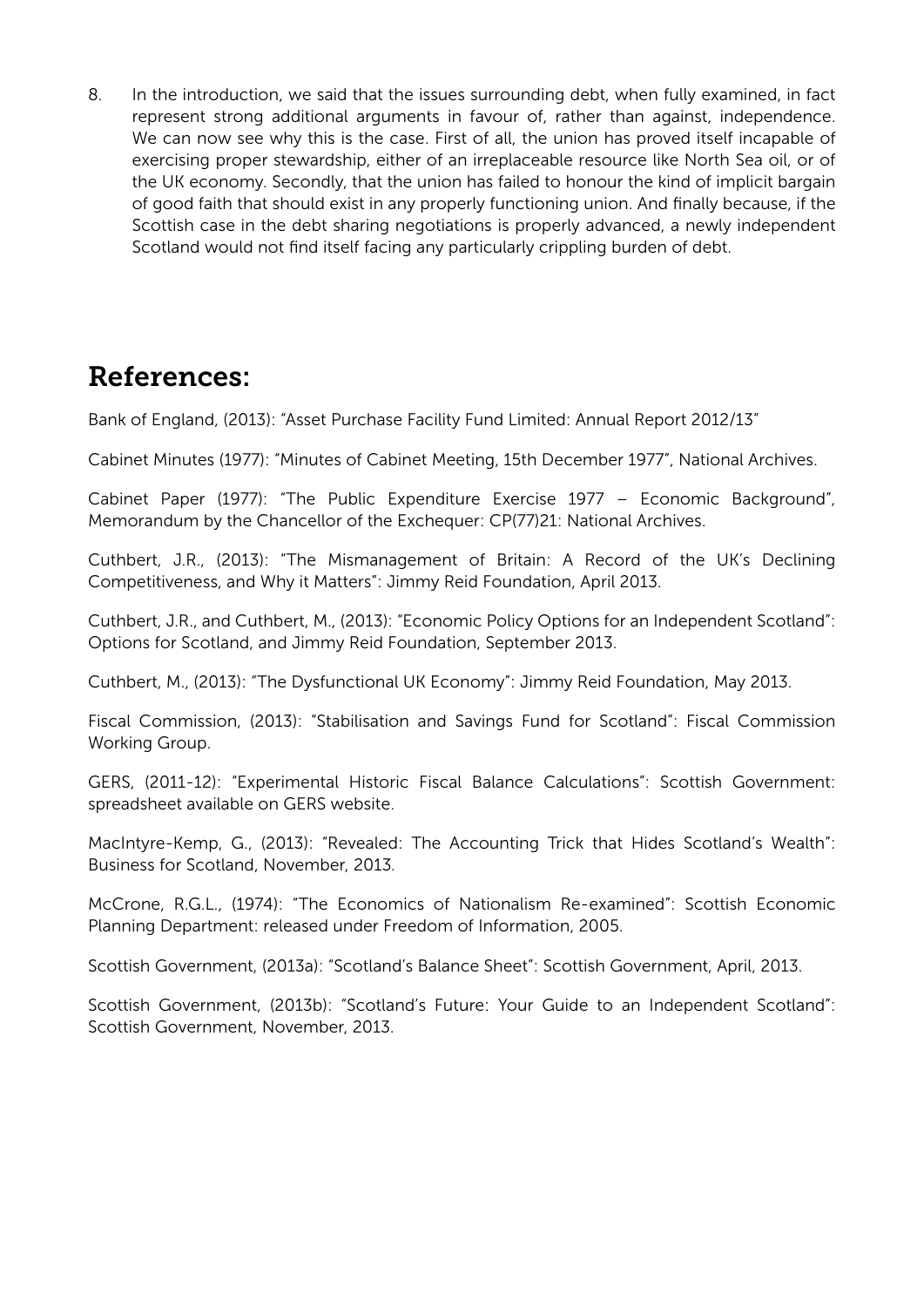8. In the introduction, we said that the issues surrounding debt, when fully examined, in fact represent strong additional arguments in favour of, rather than against, independence. We can now see why this is the case. First of all, the union has proved itself incapable of exercising proper stewardship, either of an irreplaceable resource like North Sea oil, or of the UK economy. Secondly, that the union has failed to honour the kind of implicit bargain of good faith that should exist in any properly functioning union. And finally because, if the Scottish case in the debt sharing negotiations is properly advanced, a newly independent Scotland would not find itself facing any particularly crippling burden of debt.

## References:

Bank of England, (2013): "Asset Purchase Facility Fund Limited: Annual Report 2012/13"

Cabinet Minutes (1977): "Minutes of Cabinet Meeting, 15th December 1977", National Archives.

Cabinet Paper (1977): "The Public Expenditure Exercise 1977 – Economic Background", Memorandum by the Chancellor of the Exchequer: CP(77)21: National Archives.

Cuthbert, J.R., (2013): "The Mismanagement of Britain: A Record of the UK's Declining Competitiveness, and Why it Matters": Jimmy Reid Foundation, April 2013.

Cuthbert, J.R., and Cuthbert, M., (2013): "Economic Policy Options for an Independent Scotland": Options for Scotland, and Jimmy Reid Foundation, September 2013.

Cuthbert, M., (2013): "The Dysfunctional UK Economy": Jimmy Reid Foundation, May 2013.

Fiscal Commission, (2013): "Stabilisation and Savings Fund for Scotland": Fiscal Commission Working Group.

GERS, (2011-12): "Experimental Historic Fiscal Balance Calculations": Scottish Government: spreadsheet available on GERS website.

MacIntyre-Kemp, G., (2013): "Revealed: The Accounting Trick that Hides Scotland's Wealth": Business for Scotland, November, 2013.

McCrone, R.G.L., (1974): "The Economics of Nationalism Re-examined": Scottish Economic Planning Department: released under Freedom of Information, 2005.

Scottish Government, (2013a): "Scotland's Balance Sheet": Scottish Government, April, 2013.

Scottish Government, (2013b): "Scotland's Future: Your Guide to an Independent Scotland": Scottish Government, November, 2013.